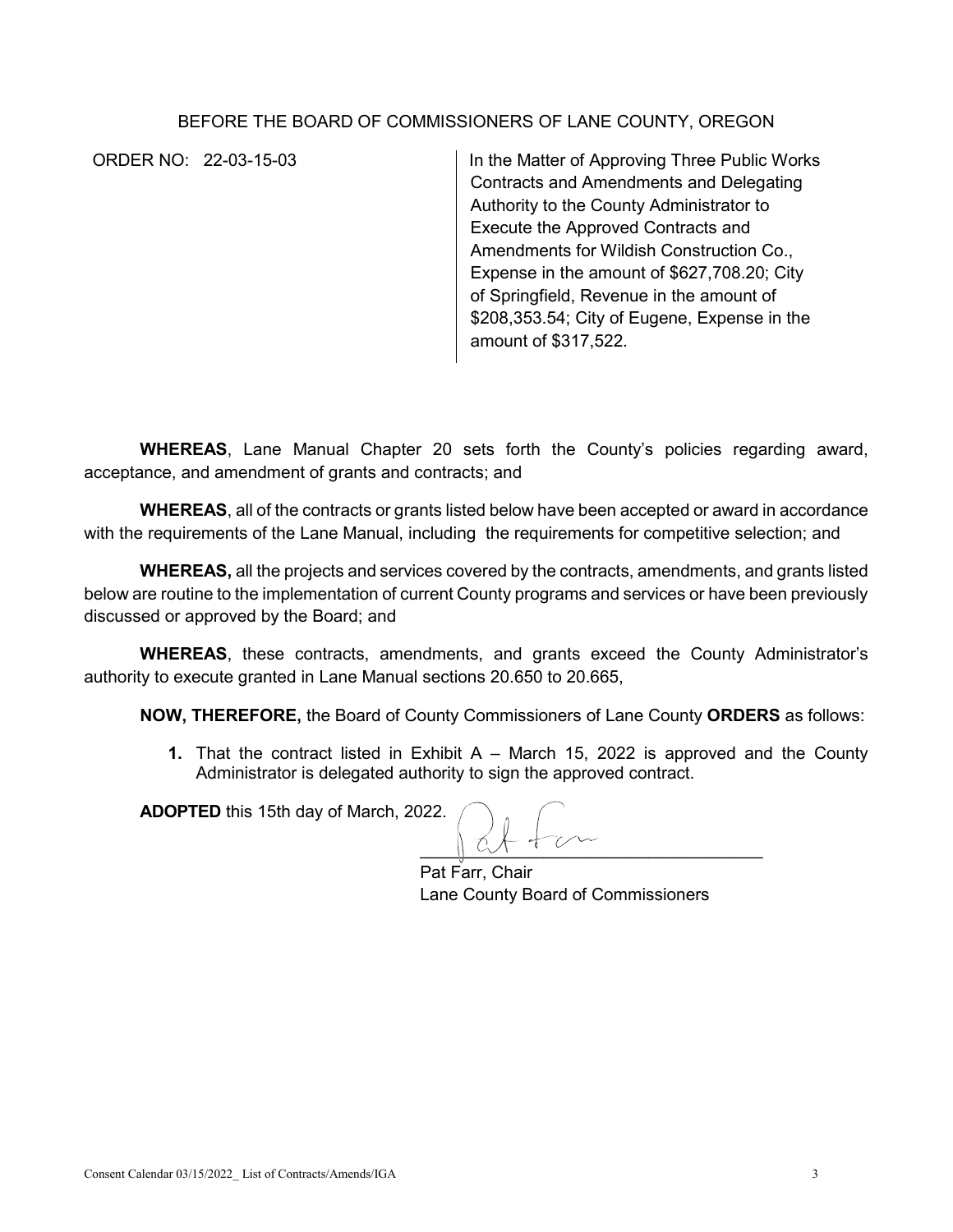BEFORE THE BOARD OF COMMISSIONERS OF LANE COUNTY, OREGON

| ORDER NO: 22-03-15-03 | In the Matter of Approving Three Public Works Contracts and Amendments and Delegating Authority to the County Administrator to Execute the Approved Contracts and Amendments for Wildish Construction Co., Expense in the amount of $627,708.20; City of Springfield, Revenue in the amount of $208,353.54; City of Eugene, Expense in the amount of $317,522. |
|---|---|

**WHEREAS**, Lane Manual Chapter 20 sets forth the County's policies regarding award, acceptance, and amendment of grants and contracts; and

**WHEREAS**, all of the contracts or grants listed below have been accepted or award in accordance with the requirements of the Lane Manual, including the requirements for competitive selection; and

**WHEREAS,** all the projects and services covered by the contracts, amendments, and grants listed below are routine to the implementation of current County programs and services or have been previously discussed or approved by the Board; and

**WHEREAS**, these contracts, amendments, and grants exceed the County Administrator's authority to execute granted in Lane Manual sections 20.650 to 20.665,

**NOW, THEREFORE,** the Board of County Commissioners of Lane County **ORDERS** as follows:

1. That the contract listed in Exhibit A – March 15, 2022 is approved and the County Administrator is delegated authority to sign the approved contract.

**ADOPTED** this 15th day of March, 2022.

Pat Farr, Chair
Lane County Board of Commissioners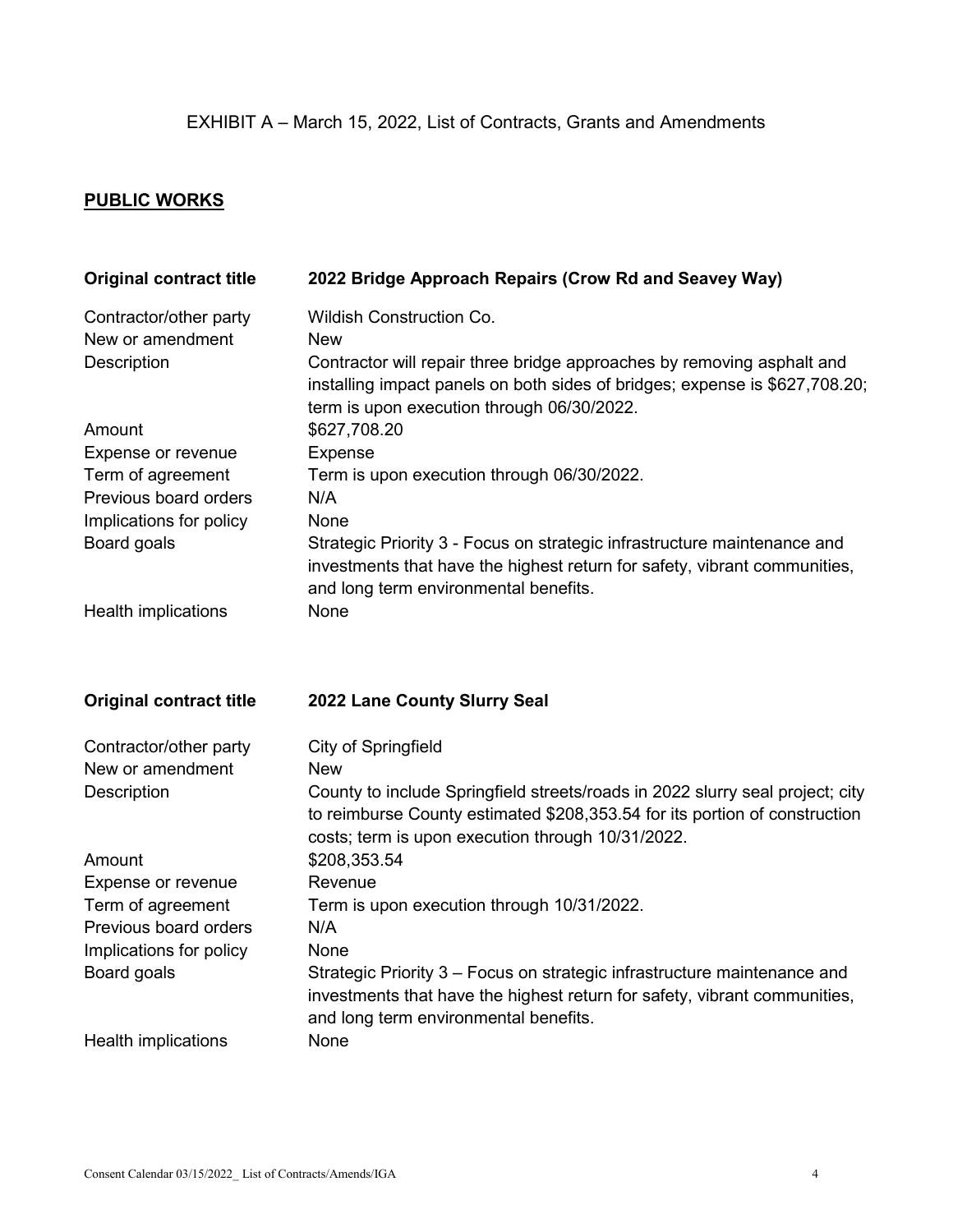EXHIBIT A – March 15, 2022, List of Contracts, Grants and Amendments

## PUBLIC WORKS

| **Original contract title** | **2022 Bridge Approach Repairs (Crow Rd and Seavey Way)** |
|---|---|
| Contractor/other party | Wildish Construction Co. |
| New or amendment | New |
| Description | Contractor will repair three bridge approaches by removing asphalt and installing impact panels on both sides of bridges; expense is $627,708.20; term is upon execution through 06/30/2022. |
| Amount | $627,708.20 |
| Expense or revenue | Expense |
| Term of agreement | Term is upon execution through 06/30/2022. |
| Previous board orders | N/A |
| Implications for policy | None |
| Board goals | Strategic Priority 3 - Focus on strategic infrastructure maintenance and investments that have the highest return for safety, vibrant communities, and long term environmental benefits. |
| Health implications | None |

| **Original contract title** | **2022 Lane County Slurry Seal** |
|---|---|
| Contractor/other party | City of Springfield |
| New or amendment | New |
| Description | County to include Springfield streets/roads in 2022 slurry seal project; city to reimburse County estimated $208,353.54 for its portion of construction costs; term is upon execution through 10/31/2022. |
| Amount | $208,353.54 |
| Expense or revenue | Revenue |
| Term of agreement | Term is upon execution through 10/31/2022. |
| Previous board orders | N/A |
| Implications for policy | None |
| Board goals | Strategic Priority 3 – Focus on strategic infrastructure maintenance and investments that have the highest return for safety, vibrant communities, and long term environmental benefits. |
| Health implications | None |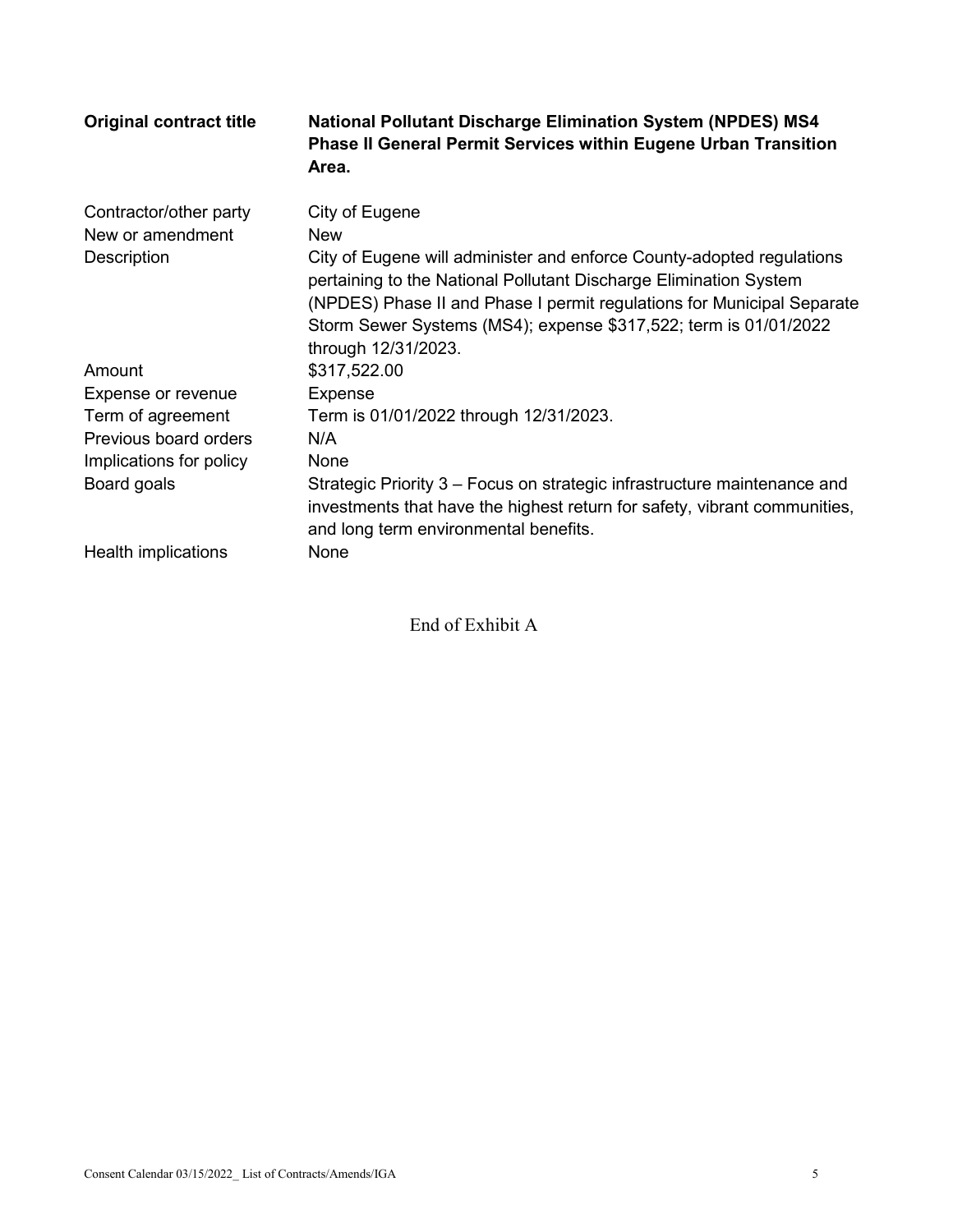| | |
|---|---|
| **Original contract title** | **National Pollutant Discharge Elimination System (NPDES) MS4 Phase II General Permit Services within Eugene Urban Transition Area.** |
| Contractor/other party | City of Eugene |
| New or amendment | New |
| Description | City of Eugene will administer and enforce County-adopted regulations pertaining to the National Pollutant Discharge Elimination System (NPDES) Phase II and Phase I permit regulations for Municipal Separate Storm Sewer Systems (MS4); expense $317,522; term is 01/01/2022 through 12/31/2023. |
| Amount | $317,522.00 |
| Expense or revenue | Expense |
| Term of agreement | Term is 01/01/2022 through 12/31/2023. |
| Previous board orders | N/A |
| Implications for policy | None |
| Board goals | Strategic Priority 3 – Focus on strategic infrastructure maintenance and investments that have the highest return for safety, vibrant communities, and long term environmental benefits. |
| Health implications | None |

End of Exhibit A